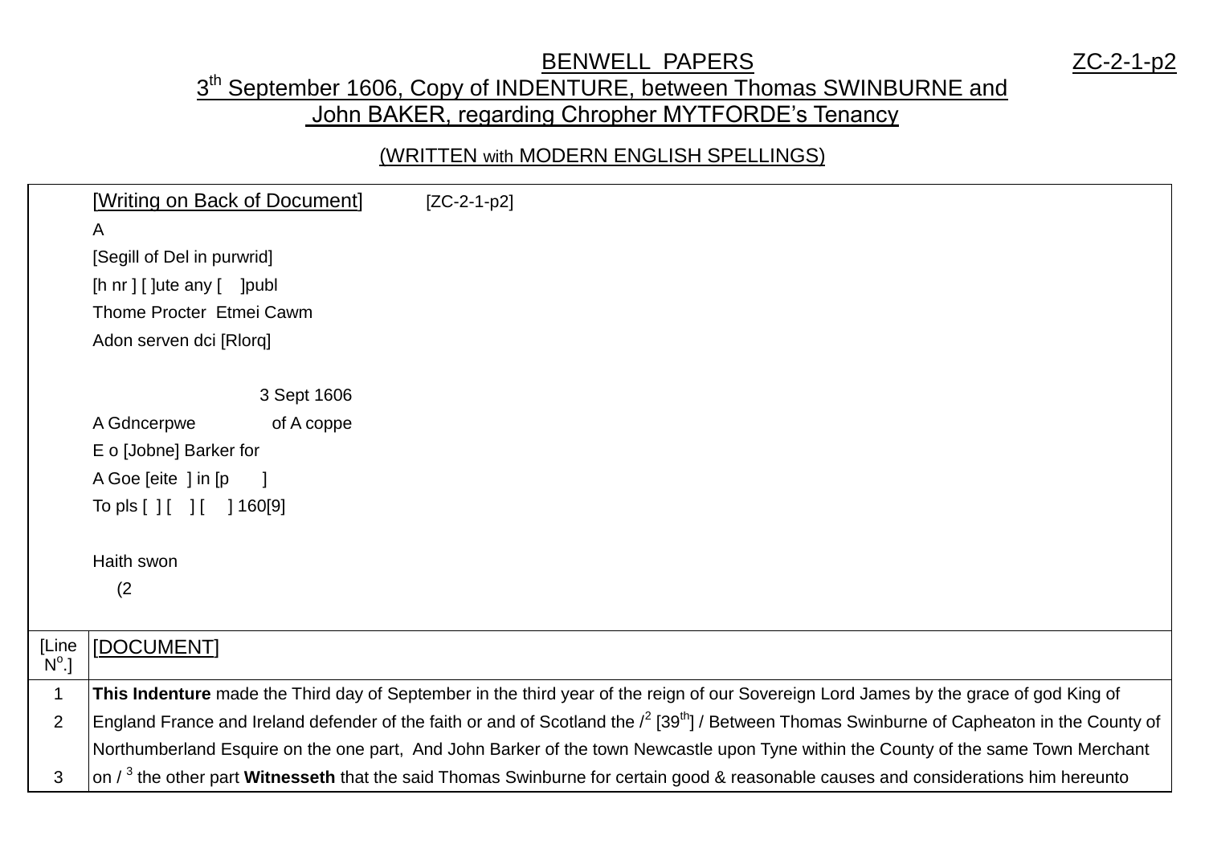# BENWELL PAPERS ZC-2-1-p2

## 3th September 1606, Copy of INDENTURE, between Thomas SWINBURNE and John BAKER, regarding Chropher MYTFORDE's Tenancy

### (WRITTEN with MODERN ENGLISH SPELLINGS)

| | [Writing on Back of Document] [ZC-2-1-p2]<br>A<br>[Segill of Del in purwrid]<br>[h nr ] [ ]ute any [ ]publ<br>Thome Procter Etmei Cawm<br>Adon serven dci [Rlorq]<br><br>3 Sept 1606<br>A Gdncerpwe of A coppe<br>E o [Jobne] Barker for<br>A Goe [eite ] in [p ]<br>To pls [ ] [ ] [ ] 160[9]<br><br>Haith swon<br>(2 |
|---|---|
| [Line N$^{o}$.] | [DOCUMENT] |
| 1 | **This Indenture** made the Third day of September in the third year of the reign of our Sovereign Lord James by the grace of god King of |
| 2 | England France and Ireland defender of the faith or and of Scotland the /[2] [39th] / Between Thomas Swinburne of Capheaton in the County of Northumberland Esquire on the one part, And John Barker of the town Newcastle upon Tyne within the County of the same Town Merchant |
| 3 | on / [3] the other part **Witnesseth** that the said Thomas Swinburne for certain good & reasonable causes and considerations him hereunto |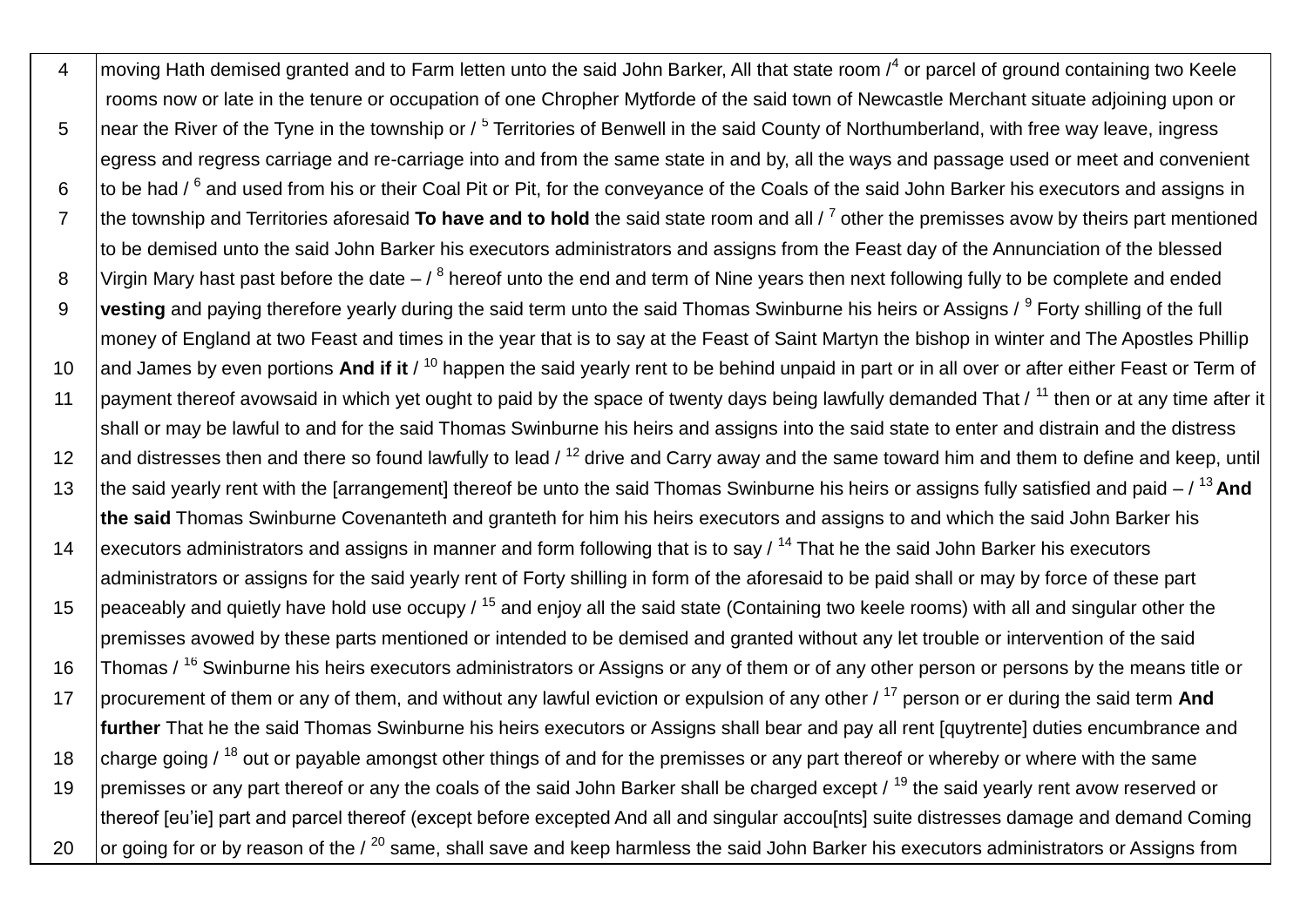| | |
|---|---|
| 4 | moving Hath demised granted and to Farm letten unto the said John Barker, All that state room /[4] or parcel of ground containing two Keele |
| | rooms now or late in the tenure or occupation of one Chropher Mytforde of the said town of Newcastle Merchant situate adjoining upon or |
| 5 | near the River of the Tyne in the township or / [5] Territories of Benwell in the said County of Northumberland, with free way leave, ingress |
| | egress and regress carriage and re-carriage into and from the same state in and by, all the ways and passage used or meet and convenient |
| 6 | to be had / [6] and used from his or their Coal Pit or Pit, for the conveyance of the Coals of the said John Barker his executors and assigns in |
| 7 | the township and Territories aforesaid **To have and to hold** the said state room and all / [7] other the premisses avow by theirs part mentioned |
| | to be demised unto the said John Barker his executors administrators and assigns from the Feast day of the Annunciation of the blessed |
| 8 | Virgin Mary hast past before the date – / [8] hereof unto the end and term of Nine years then next following fully to be complete and ended |
| 9 | **vesting** and paying therefore yearly during the said term unto the said Thomas Swinburne his heirs or Assigns / [9] Forty shilling of the full |
| | money of England at two Feast and times in the year that is to say at the Feast of Saint Martyn the bishop in winter and The Apostles Phillip |
| 10 | and James by even portions **And if it** / [10] happen the said yearly rent to be behind unpaid in part or in all over or after either Feast or Term of |
| 11 | payment thereof avowsaid in which yet ought to paid by the space of twenty days being lawfully demanded That / [11] then or at any time after it |
| | shall or may be lawful to and for the said Thomas Swinburne his heirs and assigns into the said state to enter and distrain and the distress |
| 12 | and distresses then and there so found lawfully to lead / [12] drive and Carry away and the same toward him and them to define and keep, until |
| 13 | the said yearly rent with the [arrangement] thereof be unto the said Thomas Swinburne his heirs or assigns fully satisfied and paid – / [13] **And** |
| | **the said** Thomas Swinburne Covenanteth and granteth for him his heirs executors and assigns to and which the said John Barker his |
| 14 | executors administrators and assigns in manner and form following that is to say / [14] That he the said John Barker his executors |
| | administrators or assigns for the said yearly rent of Forty shilling in form of the aforesaid to be paid shall or may by force of these part |
| 15 | peaceably and quietly have hold use occupy / [15] and enjoy all the said state (Containing two keele rooms) with all and singular other the |
| | premisses avowed by these parts mentioned or intended to be demised and granted without any let trouble or intervention of the said |
| 16 | Thomas / [16] Swinburne his heirs executors administrators or Assigns or any of them or of any other person or persons by the means title or |
| 17 | procurement of them or any of them, and without any lawful eviction or expulsion of any other / [17] person or er during the said term **And** |
| | **further** That he the said Thomas Swinburne his heirs executors or Assigns shall bear and pay all rent [quytrente] duties encumbrance and |
| 18 | charge going / [18] out or payable amongst other things of and for the premisses or any part thereof or whereby or where with the same |
| 19 | premisses or any part thereof or any the coals of the said John Barker shall be charged except / [19] the said yearly rent avow reserved or |
| | thereof [eu'ie] part and parcel thereof (except before excepted And all and singular accou[nts] suite distresses damage and demand Coming |
| 20 | or going for or by reason of the / [20] same, shall save and keep harmless the said John Barker his executors administrators or Assigns from |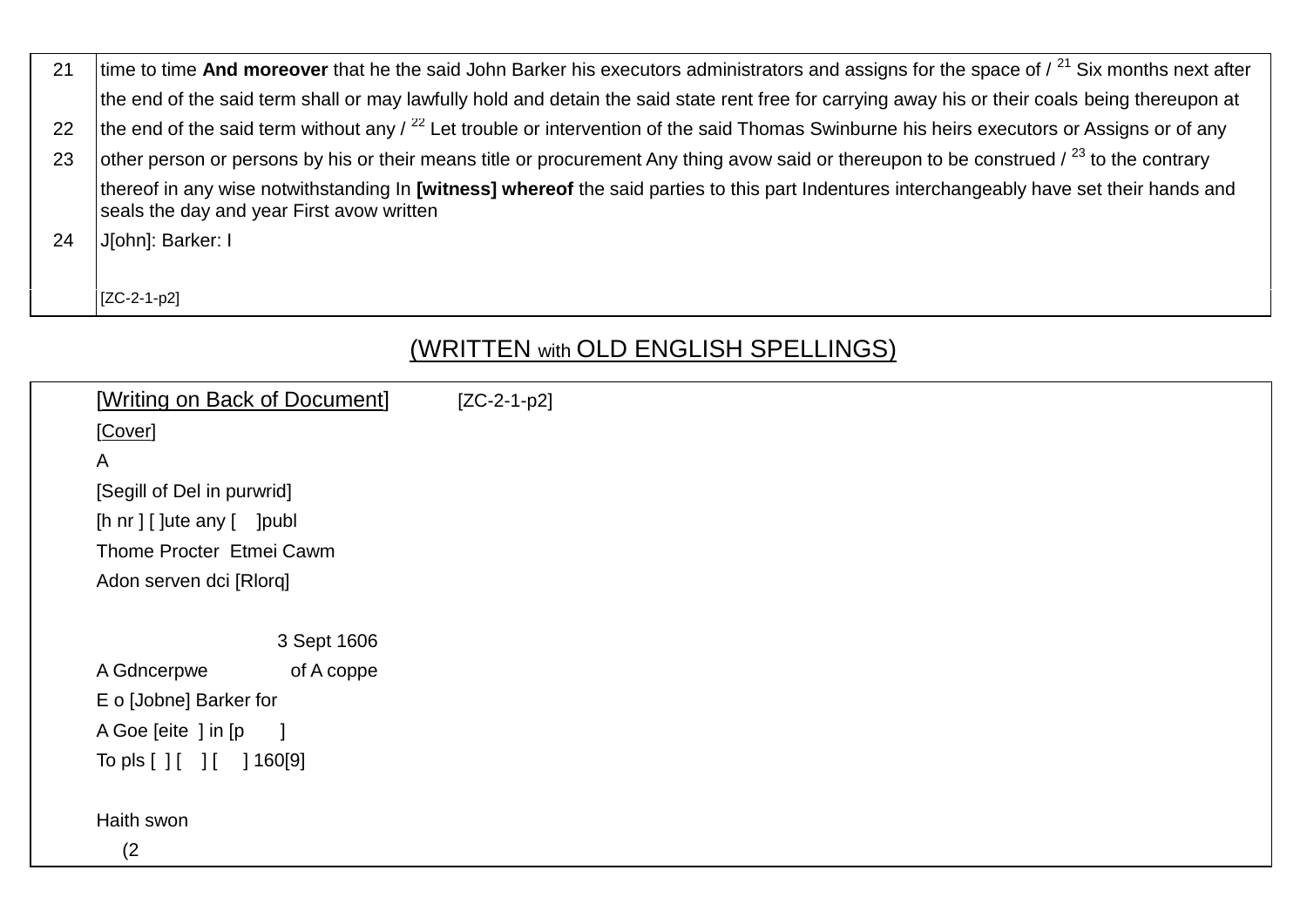| | |
|---|---|
| 21 | time to time **And moreover** that he the said John Barker his executors administrators and assigns for the space of / [21] Six months next after |
| | the end of the said term shall or may lawfully hold and detain the said state rent free for carrying away his or their coals being thereupon at |
| 22 | the end of the said term without any / [22] Let trouble or intervention of the said Thomas Swinburne his heirs executors or Assigns or of any |
| 23 | other person or persons by his or their means title or procurement Any thing avow said or thereupon to be construed / [23] to the contrary |
| | thereof in any wise notwithstanding In **[witness] whereof** the said parties to this part Indentures interchangeably have set their hands and seals the day and year First avow written |
| 24 | J[ohn]: Barker: I |
| | [ZC-2-1-p2] |

## (WRITTEN with OLD ENGLISH SPELLINGS)

[Writing on Back of Document] [ZC-2-1-p2]

[Cover]

A

[Segill of Del in purwrid]

[h nr ] [ ]ute any [ ]publ

Thome Procter Etmei Cawm

Adon serven dci [Rlorq]

3 Sept 1606

A Gdncerpwe of A coppe

E o [Jobne] Barker for

A Goe [eite ] in [p ]

To pls [ ] [ ] [ ] 160[9]

Haith swon

(2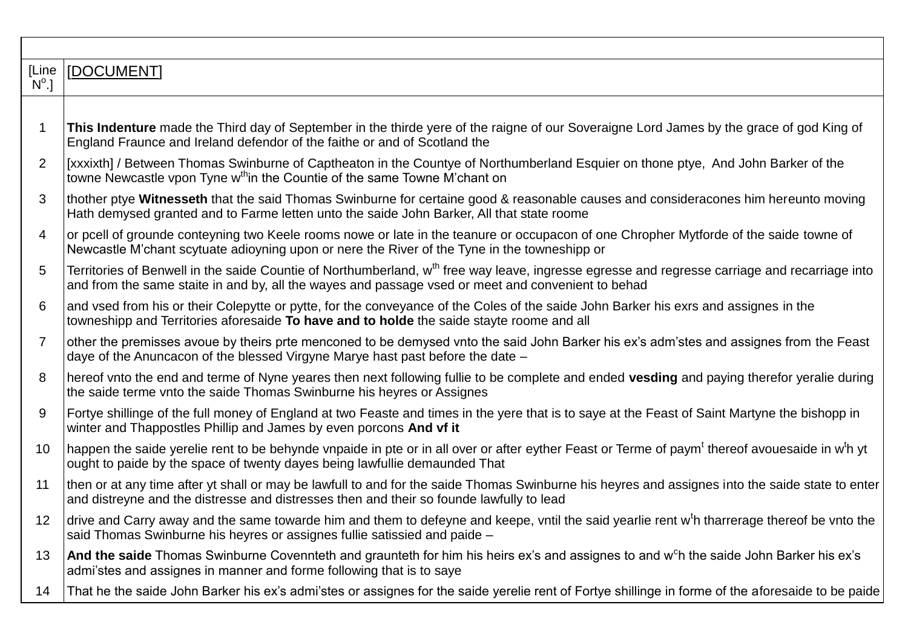| [Line Nº.] | [DOCUMENT] |
|---|---|
| 1 | **This Indenture** made the Third day of September in the thirde yere of the raigne of our Soveraigne Lord James by the grace of god King of England Fraunce and Ireland defendor of the faithe or and of Scotland the |
| 2 | [xxxixth] / Between Thomas Swinburne of Captheaton in the Countye of Northumberland Esquier on thone ptye, And John Barker of the towne Newcastle vpon Tyne w[th]in the Countie of the same Towne M'chant on |
| 3 | thother ptye **Witnesseth** that the said Thomas Swinburne for certaine good & reasonable causes and consideracones him hereunto moving Hath demysed granted and to Farme letten unto the saide John Barker, All that state roome |
| 4 | or pcell of grounde conteyning two Keele rooms nowe or late in the teanure or occupacon of one Chropher Mytforde of the saide towne of Newcastle M'chant scytuate adioyning upon or nere the River of the Tyne in the towneshipp or |
| 5 | Territories of Benwell in the saide Countie of Northumberland, w[th] free way leave, ingresse egresse and regresse carriage and recarriage into and from the same staite in and by, all the wayes and passage vsed or meet and convenient to behad |
| 6 | and vsed from his or their Colepytte or pytte, for the conveyance of the Coles of the saide John Barker his exrs and assignes in the towneshipp and Territories aforesaide **To have and to holde** the saide stayte roome and all |
| 7 | other the premisses avoue by theirs prte menconed to be demysed vnto the said John Barker his ex's adm'stes and assignes from the Feast daye of the Anuncacon of the blessed Virgyne Marye hast past before the date – |
| 8 | hereof vnto the end and terme of Nyne yeares then next following fullie to be complete and ended **vesding** and paying therefor yeralie during the saide terme vnto the saide Thomas Swinburne his heyres or Assignes |
| 9 | Fortye shillinge of the full money of England at two Feaste and times in the yere that is to saye at the Feast of Saint Martyne the bishopp in winter and Thappostles Phillip and James by even porcons **And vf it** |
| 10 | happen the saide yerelie rent to be behynde vnpaide in pte or in all over or after eyther Feast or Terme of paym[t] thereof avouesaide in w[t]h yt ought to paide by the space of twenty dayes being lawfullie demaunded That |
| 11 | then or at any time after yt shall or may be lawfull to and for the saide Thomas Swinburne his heyres and assignes into the saide state to enter and distreyne and the distresse and distresses then and their so founde lawfully to lead |
| 12 | drive and Carry away and the same towarde him and them to defeyne and keepe, vntil the said yearlie rent w[t]h tharrerage thereof be vnto the said Thomas Swinburne his heyres or assignes fullie satissied and paide – |
| 13 | **And the saide** Thomas Swinburne Covennteth and graunteth for him his heirs ex's and assignes to and w[c]h the saide John Barker his ex's admi'stes and assignes in manner and forme following that is to saye |
| 14 | That he the saide John Barker his ex's admi'stes or assignes for the saide yerelie rent of Fortye shillinge in forme of the aforesaide to be paide |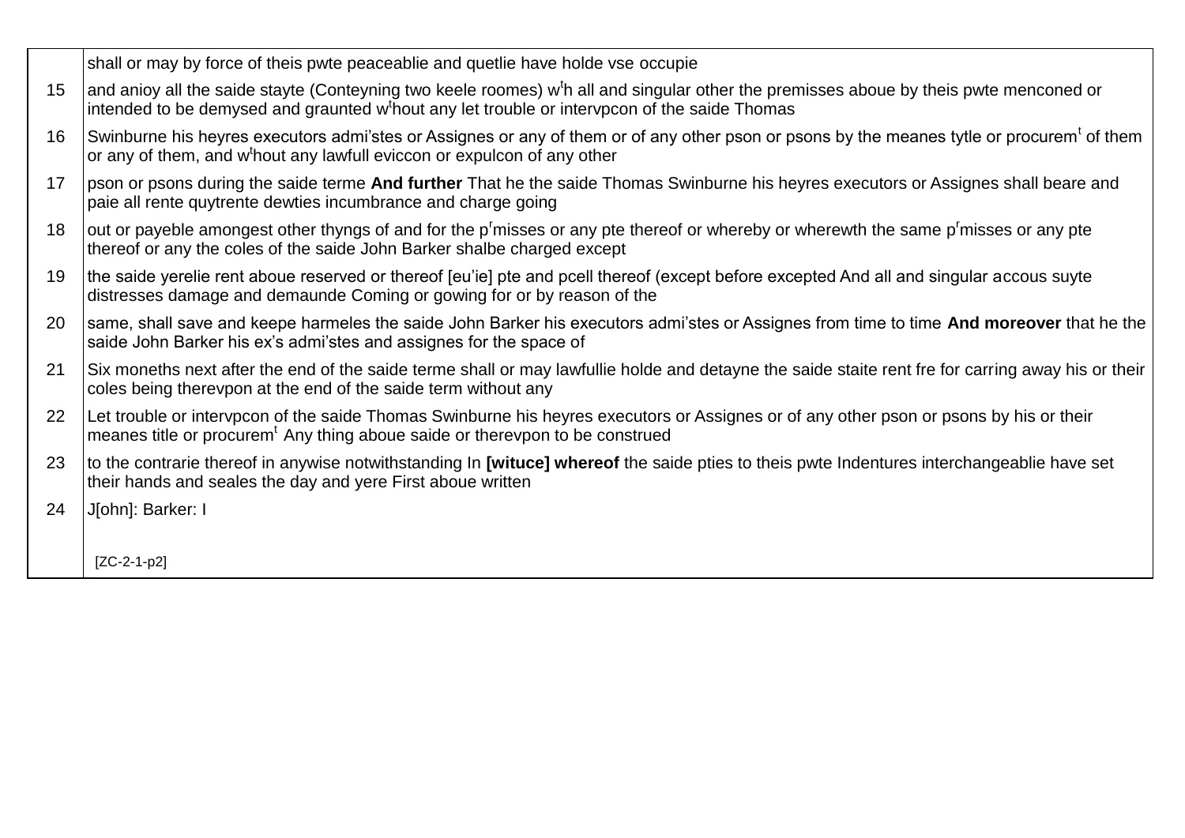| | |
|---|---|
| | shall or may by force of theis pwte peaceablie and quetlie have holde vse occupie |
| 15 | and anioy all the saide stayte (Conteyning two keele roomes) w[t]h all and singular other the premisses aboue by theis pwte menconed or intended to be demysed and graunted w[t]hout any let trouble or intervpcon of the saide Thomas |
| 16 | Swinburne his heyres executors admi'stes or Assignes or any of them or of any other pson or psons by the meanes tytle or procurem[t] of them or any of them, and w[t]hout any lawfull eviccon or expulcon of any other |
| 17 | pson or psons during the saide terme **And further** That he the saide Thomas Swinburne his heyres executors or Assignes shall beare and paie all rente quytrente dewties incumbrance and charge going |
| 18 | out or payeble amongest other thyngs of and for the p[r]misses or any pte thereof or whereby or wherewth the same p[r]misses or any pte thereof or any the coles of the saide John Barker shalbe charged except |
| 19 | the saide yerelie rent aboue reserved or thereof [eu'ie] pte and pcell thereof (except before excepted And all and singular accous suyte distresses damage and demaunde Coming or gowing for or by reason of the |
| 20 | same, shall save and keepe harmeles the saide John Barker his executors admi'stes or Assignes from time to time **And moreover** that he the saide John Barker his ex's admi'stes and assignes for the space of |
| 21 | Six moneths next after the end of the saide terme shall or may lawfullie holde and detayne the saide staite rent fre for carring away his or their coles being therevpon at the end of the saide term without any |
| 22 | Let trouble or intervpcon of the saide Thomas Swinburne his heyres executors or Assignes or of any other pson or psons by his or their meanes title or procurem[t] Any thing aboue saide or therevpon to be construed |
| 23 | to the contrarie thereof in anywise notwithstanding In **[wituce] whereof** the saide pties to theis pwte Indentures interchangeablie have set their hands and seales the day and yere First aboue written |
| 24 | J[ohn]: Barker: I |
| | [ZC-2-1-p2] |